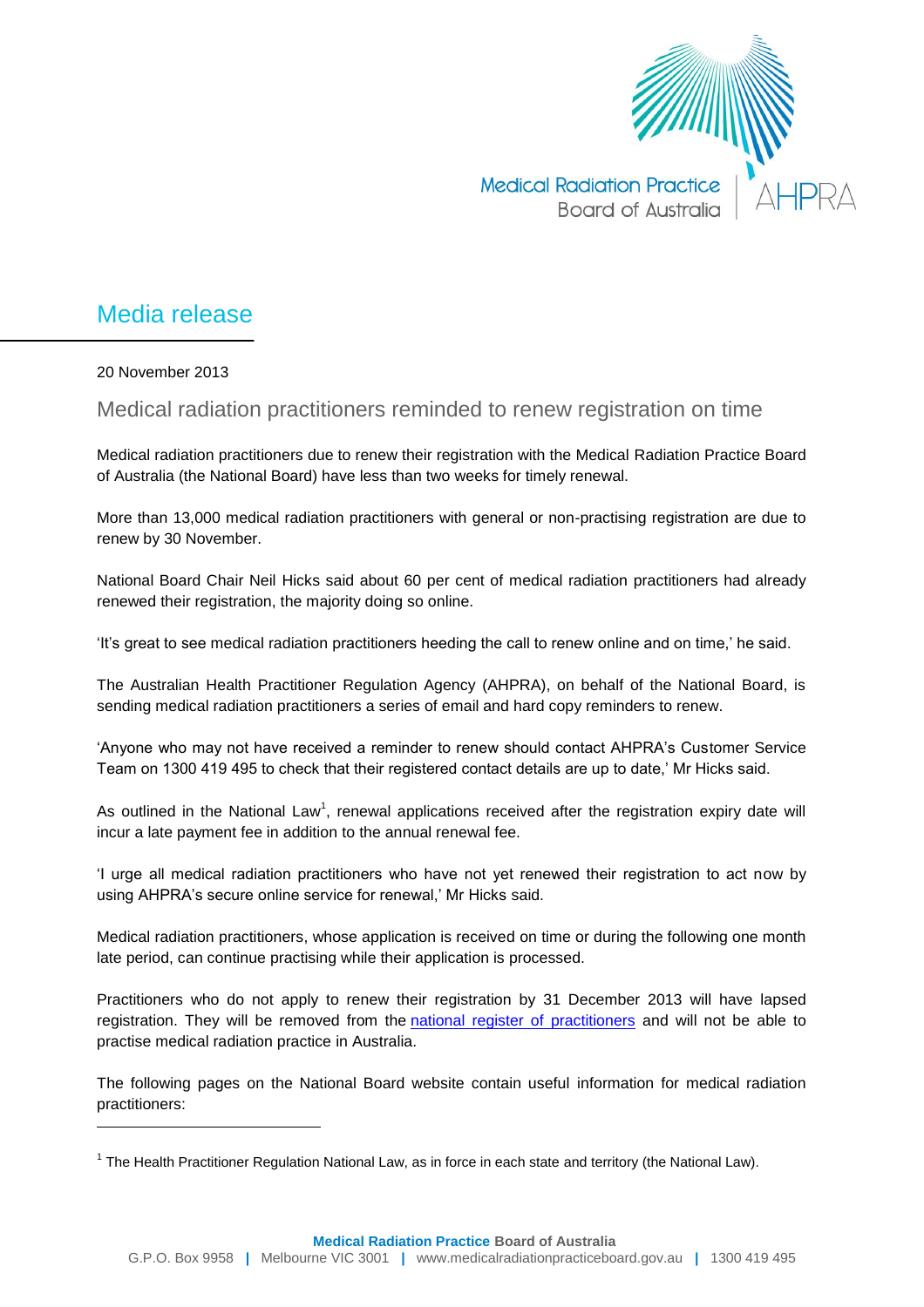# Media release

20 November 2013

## Medical radiation practitioners reminded to renew registration on time

Medical radiation practitioners due to renew their registration with the Medical Radiation Practice Board of Australia (the National Board) have less than two weeks for timely renewal.

More than 13,000 medical radiation practitioners with general or non-practising registration are due to renew by 30 November.

National Board Chair Neil Hicks said about 60 per cent of medical radiation practitioners had already renewed their registration, the majority doing so online.

'It's great to see medical radiation practitioners heeding the call to renew online and on time,' he said.

The Australian Health Practitioner Regulation Agency (AHPRA), on behalf of the National Board, is sending medical radiation practitioners a series of email and hard copy reminders to renew.

'Anyone who may not have received a reminder to renew should contact AHPRA's Customer Service Team on 1300 419 495 to check that their registered contact details are up to date,' Mr Hicks said.

As outlined in the National Law[1], renewal applications received after the registration expiry date will incur a late payment fee in addition to the annual renewal fee.

'I urge all medical radiation practitioners who have not yet renewed their registration to act now by using AHPRA's secure online service for renewal,' Mr Hicks said.

Medical radiation practitioners, whose application is received on time or during the following one month late period, can continue practising while their application is processed.

Practitioners who do not apply to renew their registration by 31 December 2013 will have lapsed registration. They will be removed from the national register of practitioners and will not be able to practise medical radiation practice in Australia.

The following pages on the National Board website contain useful information for medical radiation practitioners:

---

[1] The Health Practitioner Regulation National Law, as in force in each state and territory (the National Law).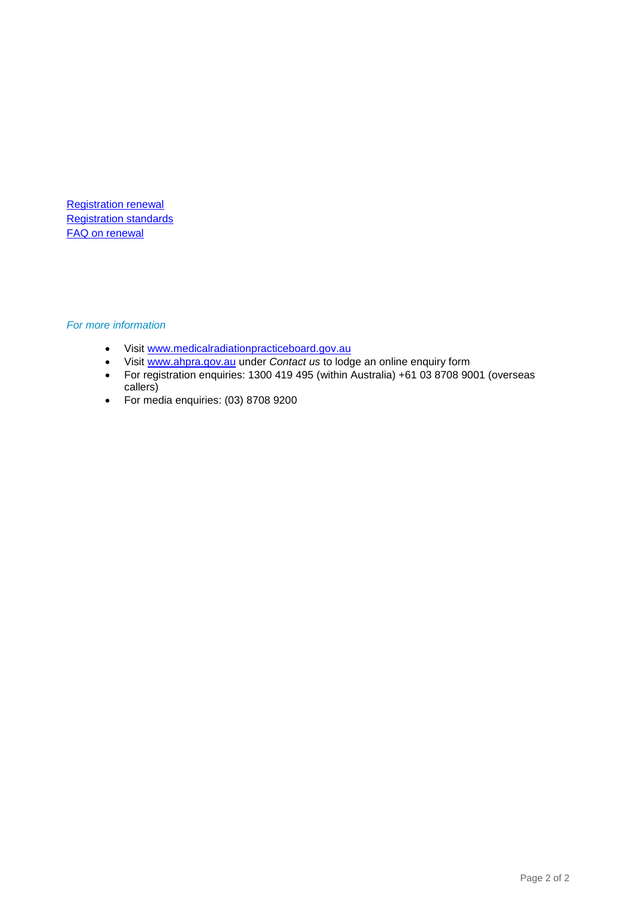Registration renewal
Registration standards
FAQ on renewal

*For more information*

- Visit www.medicalradiationpracticeboard.gov.au
- Visit www.ahpra.gov.au under *Contact us* to lodge an online enquiry form
- For registration enquiries: 1300 419 495 (within Australia) +61 03 8708 9001 (overseas callers)
- For media enquiries: (03) 8708 9200